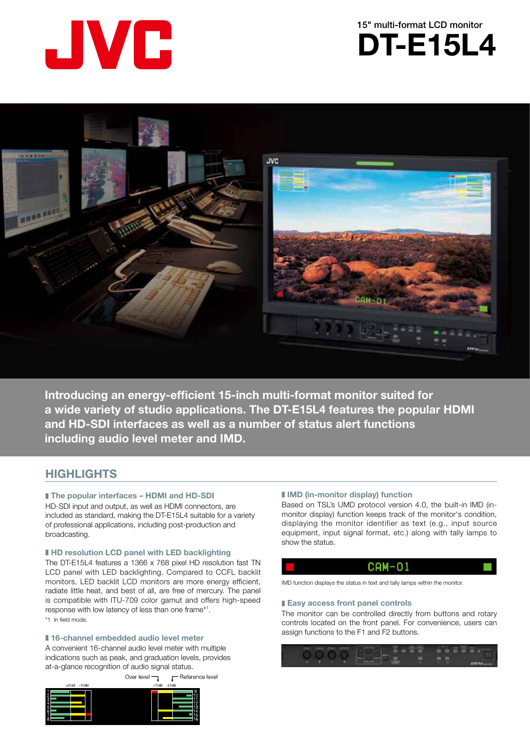15" multi-format LCD monitor

# DT-E15L4

**Introducing an energy-efficient 15-inch multi-format monitor suited for a wide variety of studio applications. The DT-E15L4 features the popular HDMI and HD-SDI interfaces as well as a number of status alert functions including audio level meter and IMD.**

## HIGHLIGHTS

### The popular interfaces – HDMI and HD-SDI

HD-SDI input and output, as well as HDMI connectors, are included as standard, making the DT-E15L4 suitable for a variety of professional applications, including post-production and broadcasting.

### HD resolution LCD panel with LED backlighting

The DT-E15L4 features a 1366 x 768 pixel HD resolution fast TN LCD panel with LED backlighting. Compared to CCFL backlit monitors, LED backlit LCD monitors are more energy efficient, radiate little heat, and best of all, are free of mercury. The panel is compatible with ITU-709 color gamut and offers high-speed response with low latency of less than one frame*1.

*1 In field mode.

### 16-channel embedded audio level meter

A convenient 16-channel audio level meter with multiple indications such as peak, and graduation levels, provides at-a-glance recognition of audio signal status.

Over level  Reference level

### IMD (in-monitor display) function

Based on TSL's UMD protocol version 4.0, the built-in IMD (in-monitor display) function keeps track of the monitor's condition, displaying the monitor identifier as text (e.g., input source equipment, input signal format, etc.) along with tally lamps to show the status.

IMD function displays the status in text and tally lamps within the monitor.

### Easy access front panel controls

The monitor can be controlled directly from buttons and rotary controls located on the front panel. For convenience, users can assign functions to the F1 and F2 buttons.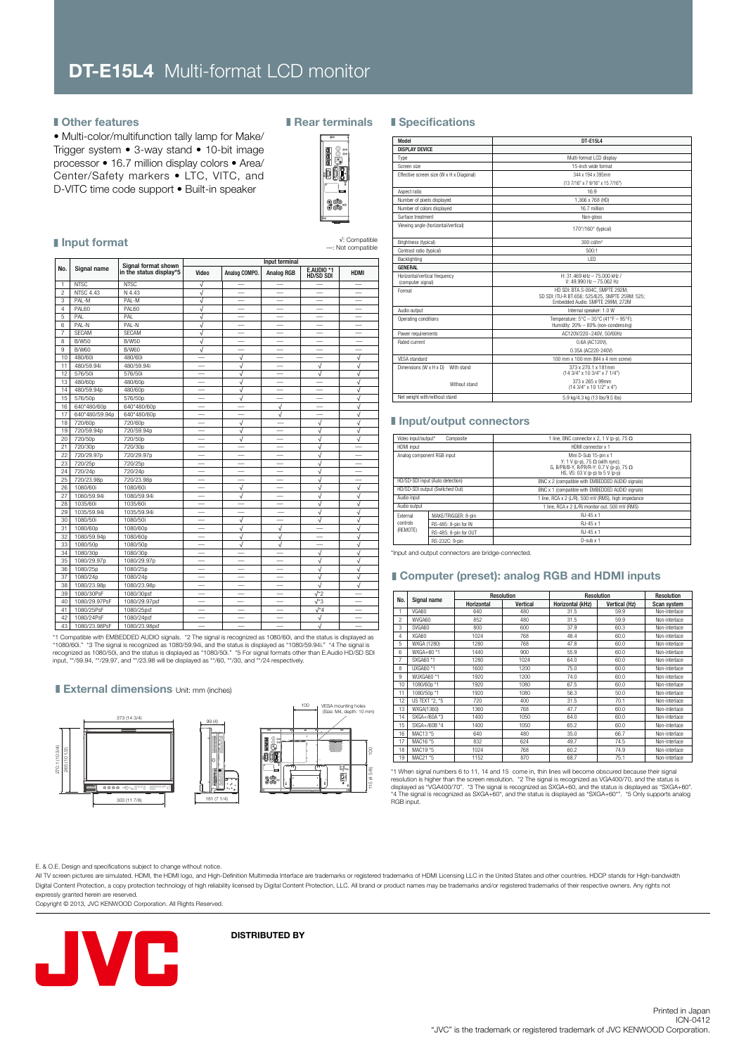# DT-E15L4 Multi-format LCD monitor

## Other features

• Multi-color/multifunction tally lamp for Make/Trigger system • 3-way stand • 10-bit image processor • 16.7 million display colors • Area/Center/Safety markers • LTC, VITC, and D-VITC time code support • Built-in speaker

## Rear terminals

## Input format

√: Compatible
—: Not compatible

| No. | Signal name | Signal format shown in the status display*5 | Input terminal | | | | |
|---|---|---|---|---|---|---|---|
| | | | Video | Analog COMPO. | Analog RGB | E.AUDIO *1 HD/SD SDI | HDMI |
| 1 | NTSC | NTSC | √ | — | — | — | — |
| 2 | NTSC 4.43 | N 4.43 | √ | — | — | — | — |
| 3 | PAL-M | PAL-M | √ | — | — | — | — |
| 4 | PAL60 | PAL60 | √ | — | — | — | — |
| 5 | PAL | PAL | √ | — | — | — | — |
| 6 | PAL-N | PAL-N | √ | — | — | — | — |
| 7 | SECAM | SECAM | √ | — | — | — | — |
| 8 | B/W50 | B/W50 | √ | — | — | — | — |
| 9 | B/W60 | B/W60 | √ | — | — | — | — |
| 10 | 480/60i | 480/60i | — | √ | — | — | √ |
| 11 | 480/59.94i | 480/59.94i | — | √ | — | √ | √ |
| 12 | 576/50i | 576/50i | — | √ | — | √ | √ |
| 13 | 480/60p | 480/60p | — | √ | — | — | √ |
| 14 | 480/59.94p | 480/59.94p | — | √ | — | — | √ |
| 15 | 576/50p | 576/50p | — | √ | — | — | √ |
| 16 | 640*480/60p | 640*480/60p | — | — | √ | — | √ |
| 17 | 640*480/59.94p | 640*480/59.94p | — | — | √ | — | √ |
| 18 | 720/60p | 720/60p | — | √ | — | √ | √ |
| 19 | 720/59.94p | 720/59.94p | — | √ | — | √ | √ |
| 20 | 720/50p | 720/50p | — | √ | — | √ | √ |
| 21 | 720/30p | 720/30p | — | — | — | √ | — |
| 22 | 720/29.97p | 720/29.97p | — | — | — | √ | — |
| 23 | 720/25p | 720/25p | — | — | — | √ | — |
| 24 | 720/24p | 720/24p | — | — | — | √ | — |
| 25 | 720/23.98p | 720/23.98p | — | — | — | √ | — |
| 26 | 1080/60i | 1080/60i | — | √ | — | √ | √ |
| 27 | 1080/59.94i | 1080/59.94i | — | √ | — | √ | √ |
| 28 | 1035/60i | 1035/60i | — | — | — | √ | √ |
| 29 | 1035/59.94i | 1035/59.94i | — | — | — | √ | √ |
| 30 | 1080/50i | 1080/50i | — | √ | — | √ | √ |
| 31 | 1080/60p | 1080/60p | — | √ | √ | — | √ |
| 32 | 1080/59.94p | 1080/59.94p | — | √ | √ | — | √ |
| 33 | 1080/50p | 1080/50p | — | √ | √ | — | √ |
| 34 | 1080/30p | 1080/30p | — | — | — | √ | √ |
| 35 | 1080/29.97p | 1080/29.97p | — | — | — | √ | √ |
| 36 | 1080/25p | 1080/25p | — | — | — | √ | √ |
| 37 | 1080/24p | 1080/24p | — | — | — | √ | √ |
| 38 | 1080/23.98p | 1080/23.98p | — | — | — | √ | √ |
| 39 | 1080/30PsF | 1080/30psf | — | — | — | √*2 | — |
| 40 | 1080/29.97PsF | 1080/29.97psf | — | — | — | √*3 | — |
| 41 | 1080/25PsF | 1080/25psf | — | — | — | √*4 | — |
| 42 | 1080/24PsF | 1080/24psf | — | — | — | √ | — |
| 43 | 1080/23.98PsF | 1080/23.98psf | — | — | — | √ | — |

*1 Compatible with EMBEDDED AUDIO signals. *2 The signal is recognized as 1080/60i, and the status is displayed as "1080/60i." *3 The signal is recognized as 1080/59.94i, and the status is displayed as "1080/59.94i." *4 The signal is recognized as 1080/50i, and the status is displayed as "1080/50i." *5 For signal formats other than E.Audio HD/SD SDI input, "*/59.94, "*/29.97, and "*/23.98 will be displayed as "*/60, "*/30, and "*/24 respectively.

## External dimensions Unit: mm (inches)

373 (14 3/4)
270.1 (10 3/4)
265 (10 1/2)
300 (11 7/8)
99 (4)
181 (7 1/4)
100
VESA mounting holes (Size: M4, depth: 10 mm)
100
115 (4 5/8)

## Specifications

| Model | DT-E15L4 |
|---|---|
| **DISPLAY DEVICE** | |
| Type | Multi-format LCD display |
| Screen size | 15-inch wide format |
| Effective screen size (W x H x Diagonal) | 344 x 194 x 395mm (13 7/16" x 7 9/16" x 15 7/16") |
| Aspect ratio | 16:9 |
| Number of pixels displayed | 1,366 x 768 (HD) |
| Number of colors displayed | 16.7 million |
| Surface treatment | Non-gloss |
| Viewing angle (horizontal/vertical) | 170°/160° (typical) |
| Brightness (typical) | 300 cd/m² |
| Contrast ratio (typical) | 500:1 |
| Backlighting | LED |
| **GENERAL** | |
| Horizontal/vertical frequency (computer signal) | H: 31.469 kHz – 75.000 kHz / V: 49.990 Hz – 75.062 Hz |
| Format | HD SDI: BTA S-004C, SMPTE 292M; SD SDI: ITU-R BT.656: 525/625, SMPTE 259M: 525; Embedded Audio: SMPTE 299M, 272M |
| Audio output | Internal speaker: 1.0 W |
| Operating conditions | Temperature: 5°C – 35°C (41°F – 95°F); Humidity: 20% – 80% (non-condensing) |
| Power requirements | AC120V/220 – 240V, 50/60Hz |
| Rated current | 0.6A (AC120V), 0.35A (AC220-240V) |
| VESA standard | 100 mm x 100 mm (M4 x 4 mm screw) |
| Dimensions (W x H x D) With stand | 373 x 270.1 x 181mm (14 3/4" x 10 3/4" x 7 1/4") |
| Without stand | 373 x 265 x 99mm (14 3/4" x 10 1/2" x 4") |
| Net weight with/without stand | 5.9 kg/4.3 kg (13 lbs/9.5 lbs) |

## Input/output connectors

| | | |
|---|---|---|
| Video input/output* | Composite | 1 line, BNC connector x 2, 1 V (p-p), 75 Ω |
| HDMI input | | HDMI connector x 1 |
| Analog component RGB input | | Mini D-Sub 15-pin x 1; Y: 1 V (p-p), 75 Ω (with sync); G, B/PB/B-Y, R/PR/R-Y: 0.7 V (p-p), 75 Ω; HS, VS: 03 V (p-p) to 5 V (p-p) |
| HD/SD-SDI input (Auto detection) | | BNC x 2 (compatible with EMBEDDED AUDIO signals) |
| HD/SD-SDI output (Switched Out) | | BNC x 1 (compatible with EMBEDDED AUDIO signals) |
| Audio input | | 1 line, RCA x 2 (L/R), 500 mV (RMS), high impedance |
| Audio output | | 1 line, RCA x 2 (L/R) monitor out, 500 mV (RMS) |
| External controls (REMOTE) | MAKE/TRIGGER: 8-pin | RJ-45 x 1 |
| | RS-485: 8-pin for IN | RJ-45 x 1 |
| | RS-485: 8-pin for OUT | RJ-45 x 1 |
| | RS-232C: 9-pin | D-sub x 1 |

*Input and output connectors are bridge-connected.

## Computer (preset): analog RGB and HDMI inputs

| No. | Signal name | Resolution | | Resolution | | Resolution |
|---|---|---|---|---|---|---|
| | | Horizontal | Vertical | Horizontal (kHz) | Vertical (Hz) | Scan system |
| 1 | VGA60 | 640 | 480 | 31.5 | 59.9 | Non-interlace |
| 2 | WVGA60 | 852 | 480 | 31.5 | 59.9 | Non-interlace |
| 3 | SVGA60 | 800 | 600 | 37.9 | 60.3 | Non-interlace |
| 4 | XGA60 | 1024 | 768 | 48.4 | 60.0 | Non-interlace |
| 5 | WXGA (1280) | 1280 | 768 | 47.8 | 60.0 | Non-interlace |
| 6 | WXGA+60 *1 | 1440 | 900 | 55.9 | 60.0 | Non-interlace |
| 7 | SXGA60 *1 | 1280 | 1024 | 64.0 | 60.0 | Non-interlace |
| 8 | UXGA60 *1 | 1600 | 1200 | 75.0 | 60.0 | Non-interlace |
| 9 | WUXGA60 *1 | 1920 | 1200 | 74.0 | 60.0 | Non-interlace |
| 10 | 1080/60p *1 | 1920 | 1080 | 67.5 | 60.0 | Non-interlace |
| 11 | 1080/50p *1 | 1920 | 1080 | 56.3 | 50.0 | Non-interlace |
| 12 | US TEXT *2, *5 | 720 | 400 | 31.5 | 70.1 | Non-interlace |
| 13 | WXGA(1360) | 1360 | 768 | 47.7 | 60.0 | Non-interlace |
| 14 | SXGA+/60A *3 | 1400 | 1050 | 64.0 | 60.0 | Non-interlace |
| 15 | SXGA+/60B *4 | 1400 | 1050 | 65.2 | 60.0 | Non-interlace |
| 16 | MAC13 *5 | 640 | 480 | 35.0 | 66.7 | Non-interlace |
| 17 | MAC16 *5 | 832 | 624 | 49.7 | 74.5 | Non-interlace |
| 18 | MAC19 *5 | 1024 | 768 | 60.2 | 74.9 | Non-interlace |
| 19 | MAC21 *5 | 1152 | 870 | 68.7 | 75.1 | Non-interlace |

*1 When signal numbers 6 to 11, 14 and 15 come in, thin lines will become obscured because their signal resolution is higher than the screen resolution. *2 The signal is recognized as VGA400/70, and the status is displayed as "VGA400/70". *3 The signal is recognized as SXGA+60, and the status is displayed as "SXGA+60". *4 The signal is recognized as SXGA+60*, and the status is displayed as "SXGA+60*". *5 Only supports analog RGB input.

E. & O.E. Design and specifications subject to change without notice.

All TV screen pictures are simulated. HDMI, the HDMI logo, and High-Definition Multimedia Interface are trademarks or registered trademarks of HDMI Licensing LLC in the United States and other countries. HDCP stands for High-bandwidth Digital Content Protection, a copy protection technology of high reliability licensed by Digital Content Protection, LLC. All brand or product names may be trademarks and/or registered trademarks of their respective owners. Any rights not expressly granted herein are reserved.

Copyright © 2013, JVC KENWOOD Corporation. All Rights Reserved.

JVC

**DISTRIBUTED BY**

Printed in Japan
ICN-0412
"JVC" is the trademark or registered trademark of JVC KENWOOD Corporation.